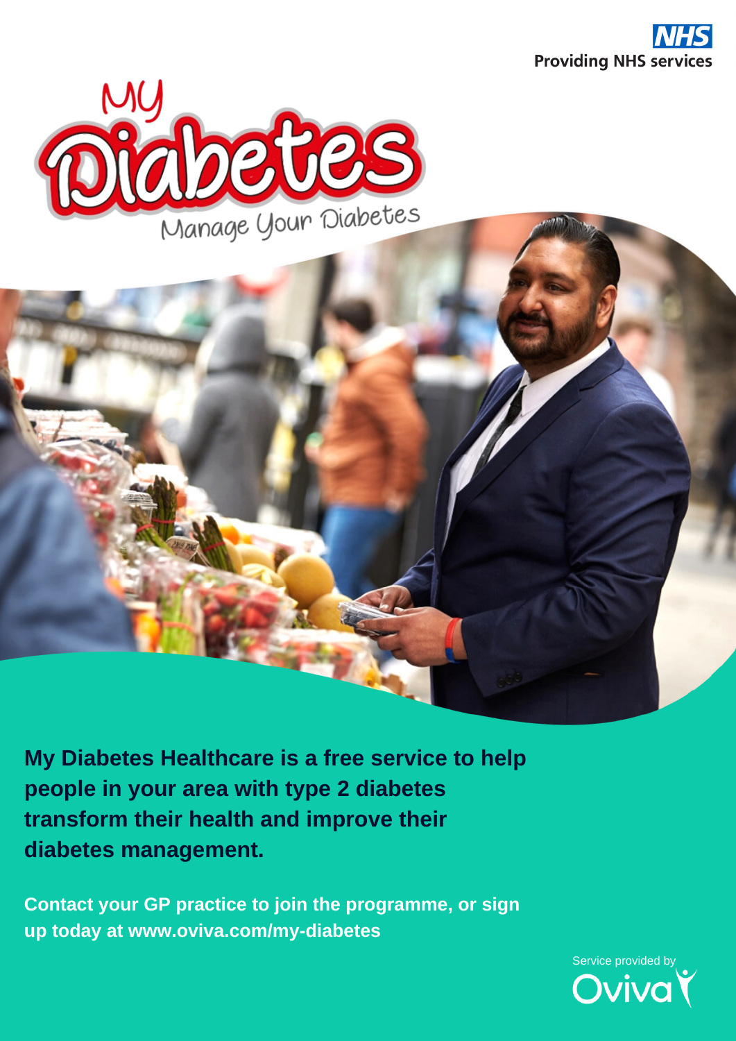**NHS**
**Providing NHS services**

# My Diabetes

Manage Your Diabetes

**My Diabetes Healthcare is a free service to help people in your area with type 2 diabetes transform their health and improve their diabetes management.**

**Contact your GP practice to join the programme, or sign up today at www.oviva.com/my-diabetes**

Service provided by Oviva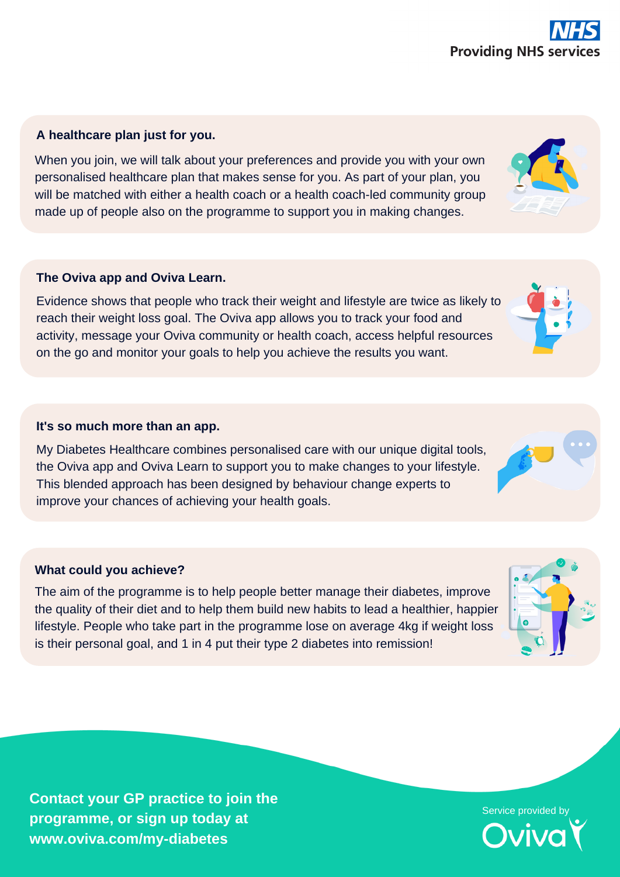**Providing NHS services**

### A healthcare plan just for you.

When you join, we will talk about your preferences and provide you with your own personalised healthcare plan that makes sense for you. As part of your plan, you will be matched with either a health coach or a health coach-led community group made up of people also on the programme to support you in making changes.

### The Oviva app and Oviva Learn.

Evidence shows that people who track their weight and lifestyle are twice as likely to reach their weight loss goal. The Oviva app allows you to track your food and activity, message your Oviva community or health coach, access helpful resources on the go and monitor your goals to help you achieve the results you want.

### It's so much more than an app.

My Diabetes Healthcare combines personalised care with our unique digital tools, the Oviva app and Oviva Learn to support you to make changes to your lifestyle. This blended approach has been designed by behaviour change experts to improve your chances of achieving your health goals.

### What could you achieve?

The aim of the programme is to help people better manage their diabetes, improve the quality of their diet and to help them build new habits to lead a healthier, happier lifestyle. People who take part in the programme lose on average 4kg if weight loss is their personal goal, and 1 in 4 put their type 2 diabetes into remission!

**Contact your GP practice to join the programme, or sign up today at www.oviva.com/my-diabetes**

Service provided by Oviva